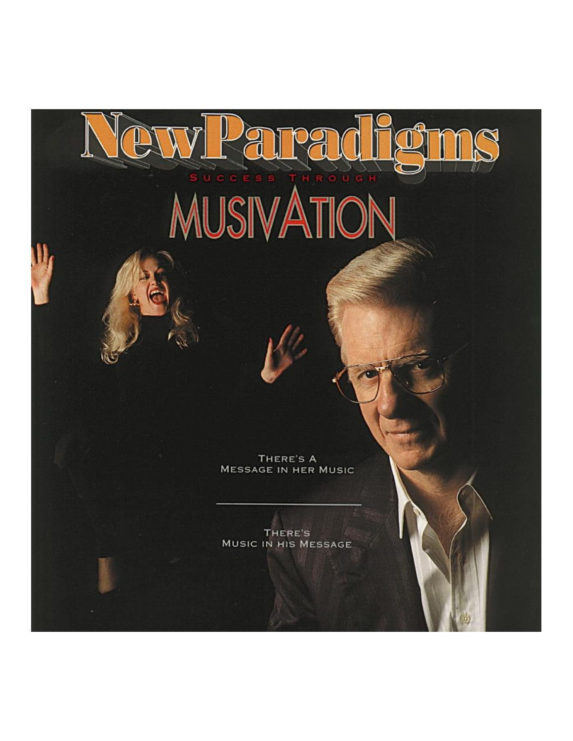# New Paradigms

SUCCESS THROUGH

# MUSIVATION

THERE'S A
MESSAGE IN HER MUSIC

---

THERE'S
MUSIC IN HIS MESSAGE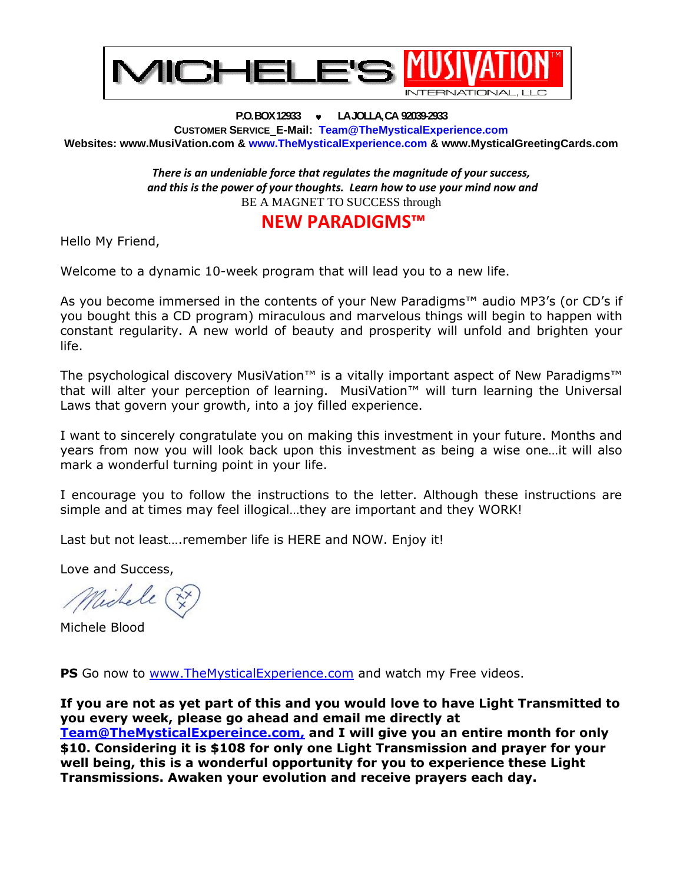# MICHELE'S MUSIVATION™ INTERNATIONAL, LLC

**P.O. BOX 12933 ♥ LA JOLLA, CA 92039-2933**

**CUSTOMER SERVICE_E-Mail: Team@TheMysticalExperience.com**

**Websites: www.MusiVation.com & www.TheMysticalExperience.com & www.MysticalGreetingCards.com**

***There is an undeniable force that regulates the magnitude of your success, and this is the power of your thoughts. Learn how to use your mind now and***
BE A MAGNET TO SUCCESS through

## NEW PARADIGMS™

Hello My Friend,

Welcome to a dynamic 10-week program that will lead you to a new life.

As you become immersed in the contents of your New Paradigms™ audio MP3's (or CD's if you bought this a CD program) miraculous and marvelous things will begin to happen with constant regularity. A new world of beauty and prosperity will unfold and brighten your life.

The psychological discovery MusiVation™ is a vitally important aspect of New Paradigms™ that will alter your perception of learning. MusiVation™ will turn learning the Universal Laws that govern your growth, into a joy filled experience.

I want to sincerely congratulate you on making this investment in your future. Months and years from now you will look back upon this investment as being a wise one…it will also mark a wonderful turning point in your life.

I encourage you to follow the instructions to the letter. Although these instructions are simple and at times may feel illogical…they are important and they WORK!

Last but not least….remember life is HERE and NOW. Enjoy it!

Love and Success,

Michele

Michele Blood

**PS** Go now to www.TheMysticalExperience.com and watch my Free videos.

**If you are not as yet part of this and you would love to have Light Transmitted to you every week, please go ahead and email me directly at Team@TheMysticalExpereince.com, and I will give you an entire month for only $10. Considering it is $108 for only one Light Transmission and prayer for your well being, this is a wonderful opportunity for you to experience these Light Transmissions. Awaken your evolution and receive prayers each day.**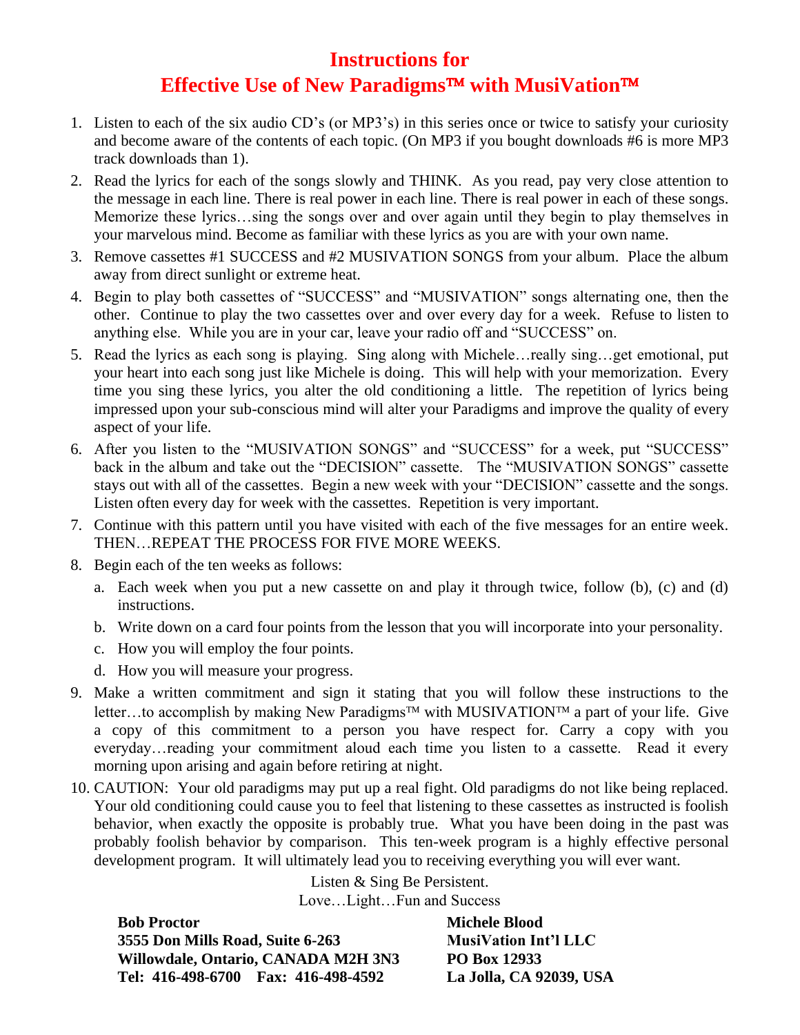# Instructions for
# Effective Use of New Paradigms™ with MusiVation™

1. Listen to each of the six audio CD's (or MP3's) in this series once or twice to satisfy your curiosity and become aware of the contents of each topic. (On MP3 if you bought downloads #6 is more MP3 track downloads than 1).
2. Read the lyrics for each of the songs slowly and THINK. As you read, pay very close attention to the message in each line. There is real power in each line. There is real power in each of these songs. Memorize these lyrics…sing the songs over and over again until they begin to play themselves in your marvelous mind. Become as familiar with these lyrics as you are with your own name.
3. Remove cassettes #1 SUCCESS and #2 MUSIVATION SONGS from your album. Place the album away from direct sunlight or extreme heat.
4. Begin to play both cassettes of "SUCCESS" and "MUSIVATION" songs alternating one, then the other. Continue to play the two cassettes over and over every day for a week. Refuse to listen to anything else. While you are in your car, leave your radio off and "SUCCESS" on.
5. Read the lyrics as each song is playing. Sing along with Michele…really sing…get emotional, put your heart into each song just like Michele is doing. This will help with your memorization. Every time you sing these lyrics, you alter the old conditioning a little. The repetition of lyrics being impressed upon your sub-conscious mind will alter your Paradigms and improve the quality of every aspect of your life.
6. After you listen to the "MUSIVATION SONGS" and "SUCCESS" for a week, put "SUCCESS" back in the album and take out the "DECISION" cassette. The "MUSIVATION SONGS" cassette stays out with all of the cassettes. Begin a new week with your "DECISION" cassette and the songs. Listen often every day for week with the cassettes. Repetition is very important.
7. Continue with this pattern until you have visited with each of the five messages for an entire week. THEN…REPEAT THE PROCESS FOR FIVE MORE WEEKS.
8. Begin each of the ten weeks as follows:
   a. Each week when you put a new cassette on and play it through twice, follow (b), (c) and (d) instructions.
   b. Write down on a card four points from the lesson that you will incorporate into your personality.
   c. How you will employ the four points.
   d. How you will measure your progress.
9. Make a written commitment and sign it stating that you will follow these instructions to the letter…to accomplish by making New Paradigms™ with MUSIVATION™ a part of your life. Give a copy of this commitment to a person you have respect for. Carry a copy with you everyday…reading your commitment aloud each time you listen to a cassette. Read it every morning upon arising and again before retiring at night.
10. CAUTION: Your old paradigms may put up a real fight. Old paradigms do not like being replaced. Your old conditioning could cause you to feel that listening to these cassettes as instructed is foolish behavior, when exactly the opposite is probably true. What you have been doing in the past was probably foolish behavior by comparison. This ten-week program is a highly effective personal development program. It will ultimately lead you to receiving everything you will ever want.

Listen & Sing Be Persistent.
Love…Light…Fun and Success

**Bob Proctor**
**3555 Don Mills Road, Suite 6-263**
**Willowdale, Ontario, CANADA M2H 3N3**
**Tel: 416-498-6700 Fax: 416-498-4592**

**Michele Blood**
**MusiVation Int'l LLC**
**PO Box 12933**
**La Jolla, CA 92039, USA**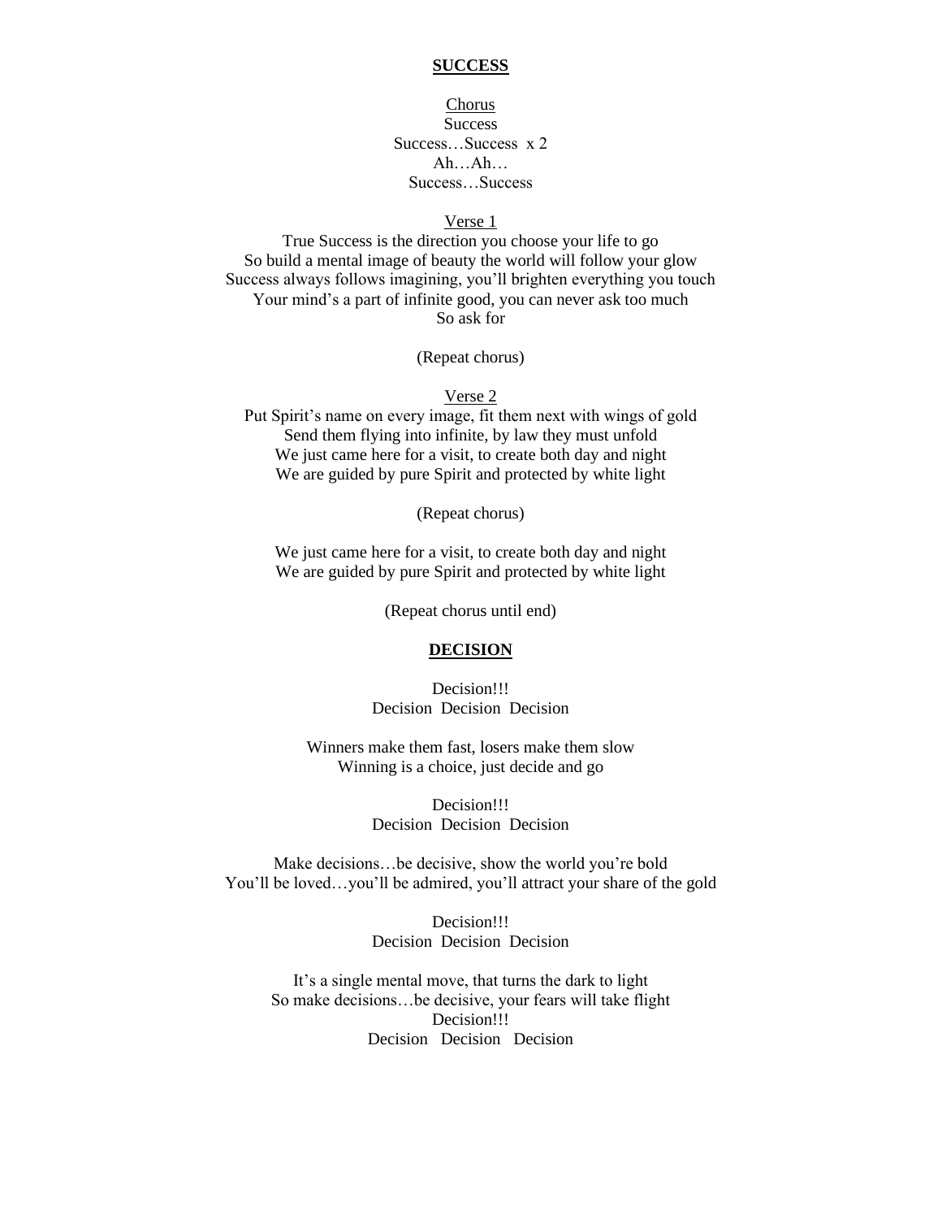## **SUCCESS**

Chorus
Success
Success…Success x 2
Ah…Ah…
Success…Success

Verse 1
True Success is the direction you choose your life to go
So build a mental image of beauty the world will follow your glow
Success always follows imagining, you'll brighten everything you touch
Your mind's a part of infinite good, you can never ask too much
So ask for

(Repeat chorus)

Verse 2
Put Spirit's name on every image, fit them next with wings of gold
Send them flying into infinite, by law they must unfold
We just came here for a visit, to create both day and night
We are guided by pure Spirit and protected by white light

(Repeat chorus)

We just came here for a visit, to create both day and night
We are guided by pure Spirit and protected by white light

(Repeat chorus until end)

## **DECISION**

Decision!!!
Decision Decision Decision

Winners make them fast, losers make them slow
Winning is a choice, just decide and go

Decision!!!
Decision Decision Decision

Make decisions…be decisive, show the world you're bold
You'll be loved…you'll be admired, you'll attract your share of the gold

Decision!!!
Decision Decision Decision

It's a single mental move, that turns the dark to light
So make decisions…be decisive, your fears will take flight
Decision!!!
Decision Decision Decision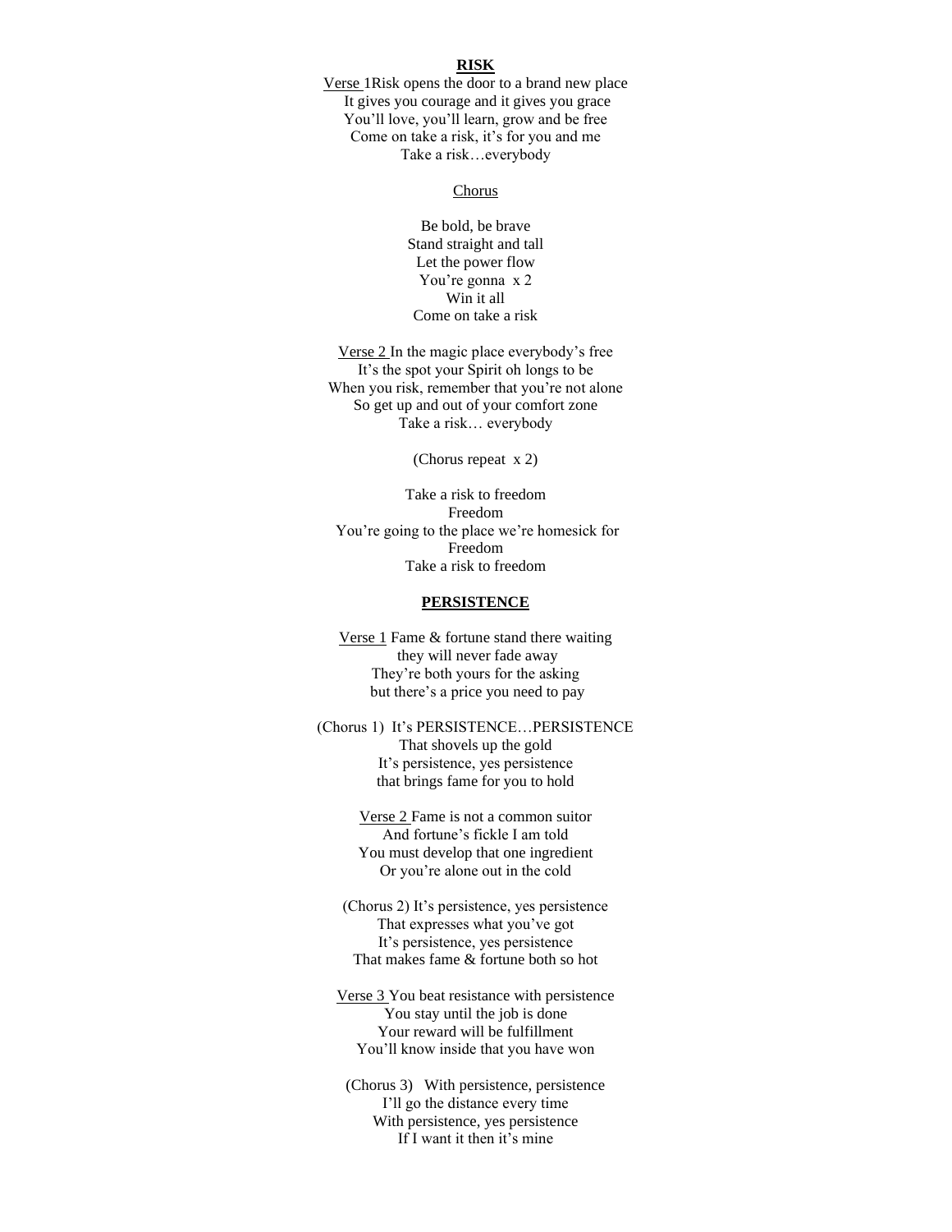**RISK**

Verse 1Risk opens the door to a brand new place
It gives you courage and it gives you grace
You'll love, you'll learn, grow and be free
Come on take a risk, it's for you and me
Take a risk…everybody

Chorus

Be bold, be brave
Stand straight and tall
Let the power flow
You're gonna x 2
Win it all
Come on take a risk

Verse 2 In the magic place everybody's free
It's the spot your Spirit oh longs to be
When you risk, remember that you're not alone
So get up and out of your comfort zone
Take a risk… everybody

(Chorus repeat x 2)

Take a risk to freedom
Freedom
You're going to the place we're homesick for
Freedom
Take a risk to freedom

**PERSISTENCE**

Verse 1 Fame & fortune stand there waiting
they will never fade away
They're both yours for the asking
but there's a price you need to pay

(Chorus 1) It's PERSISTENCE…PERSISTENCE
That shovels up the gold
It's persistence, yes persistence
that brings fame for you to hold

Verse 2 Fame is not a common suitor
And fortune's fickle I am told
You must develop that one ingredient
Or you're alone out in the cold

(Chorus 2) It's persistence, yes persistence
That expresses what you've got
It's persistence, yes persistence
That makes fame & fortune both so hot

Verse 3 You beat resistance with persistence
You stay until the job is done
Your reward will be fulfillment
You'll know inside that you have won

(Chorus 3) With persistence, persistence
I'll go the distance every time
With persistence, yes persistence
If I want it then it's mine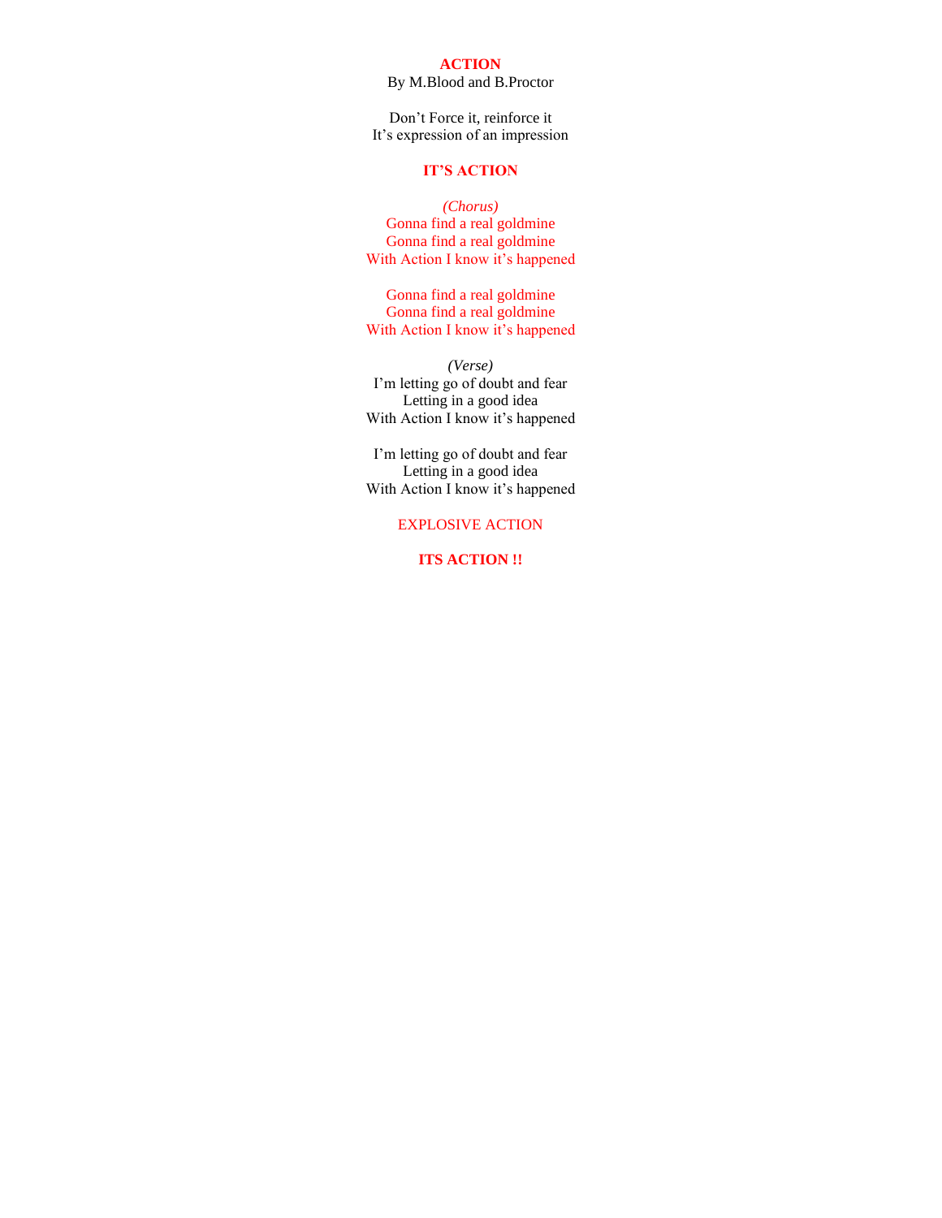# ACTION

By M.Blood and B.Proctor

Don't Force it, reinforce it
It's expression of an impression

**IT'S ACTION**

*(Chorus)*
Gonna find a real goldmine
Gonna find a real goldmine
With Action I know it's happened

Gonna find a real goldmine
Gonna find a real goldmine
With Action I know it's happened

*(Verse)*
I'm letting go of doubt and fear
Letting in a good idea
With Action I know it's happened

I'm letting go of doubt and fear
Letting in a good idea
With Action I know it's happened

EXPLOSIVE ACTION

**ITS ACTION !!**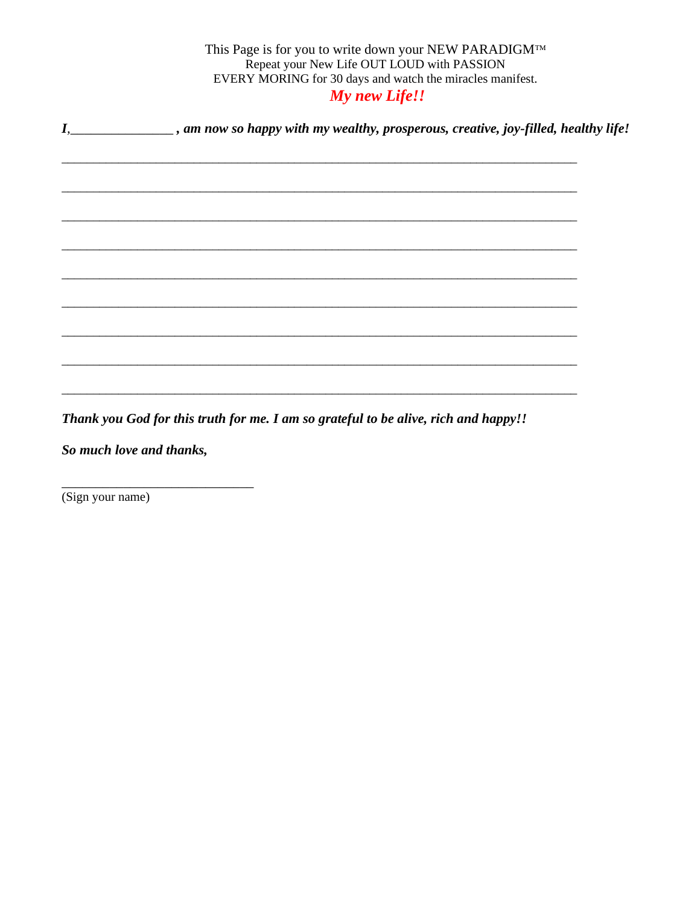This Page is for you to write down your NEW PARADIGM™
Repeat your New Life OUT LOUD with PASSION
EVERY MORING for 30 days and watch the miracles manifest.

## ***My new Life!!***

***I,_______________ , am now so happy with my wealthy, prosperous, creative, joy-filled, healthy life!***

_____________________________________________________________________________

_____________________________________________________________________________

_____________________________________________________________________________

_____________________________________________________________________________

_____________________________________________________________________________

_____________________________________________________________________________

_____________________________________________________________________________

_____________________________________________________________________________

_____________________________________________________________________________

***Thank you God for this truth for me. I am so grateful to be alive, rich and happy!!***

***So much love and thanks,***

_____________________________
(Sign your name)